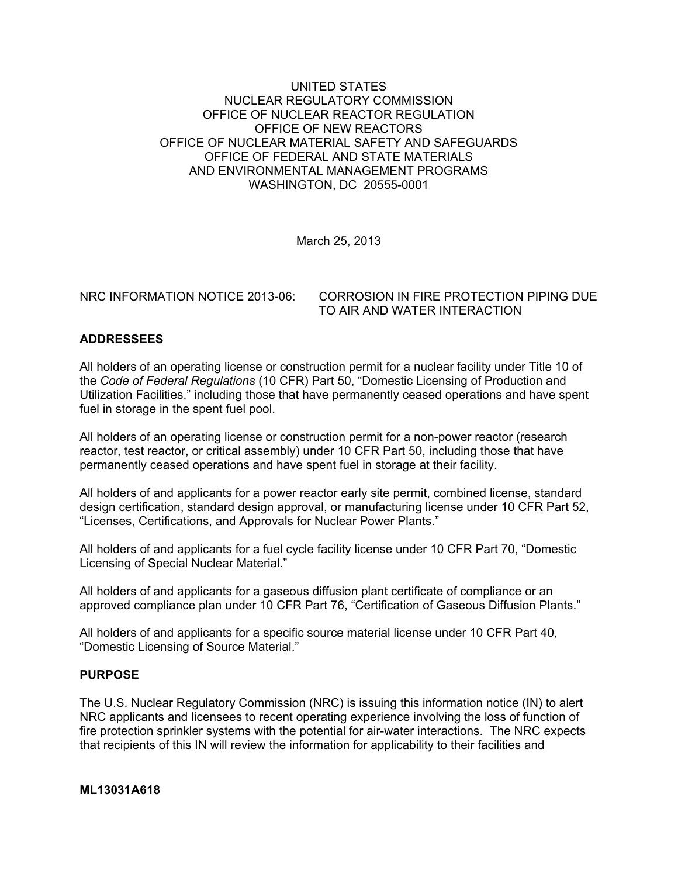UNITED STATES
NUCLEAR REGULATORY COMMISSION
OFFICE OF NUCLEAR REACTOR REGULATION
OFFICE OF NEW REACTORS
OFFICE OF NUCLEAR MATERIAL SAFETY AND SAFEGUARDS
OFFICE OF FEDERAL AND STATE MATERIALS
AND ENVIRONMENTAL MANAGEMENT PROGRAMS
WASHINGTON, DC 20555-0001

March 25, 2013

NRC INFORMATION NOTICE 2013-06: CORROSION IN FIRE PROTECTION PIPING DUE TO AIR AND WATER INTERACTION

## ADDRESSEES

All holders of an operating license or construction permit for a nuclear facility under Title 10 of the *Code of Federal Regulations* (10 CFR) Part 50, "Domestic Licensing of Production and Utilization Facilities," including those that have permanently ceased operations and have spent fuel in storage in the spent fuel pool.

All holders of an operating license or construction permit for a non-power reactor (research reactor, test reactor, or critical assembly) under 10 CFR Part 50, including those that have permanently ceased operations and have spent fuel in storage at their facility.

All holders of and applicants for a power reactor early site permit, combined license, standard design certification, standard design approval, or manufacturing license under 10 CFR Part 52, "Licenses, Certifications, and Approvals for Nuclear Power Plants."

All holders of and applicants for a fuel cycle facility license under 10 CFR Part 70, "Domestic Licensing of Special Nuclear Material."

All holders of and applicants for a gaseous diffusion plant certificate of compliance or an approved compliance plan under 10 CFR Part 76, "Certification of Gaseous Diffusion Plants."

All holders of and applicants for a specific source material license under 10 CFR Part 40, "Domestic Licensing of Source Material."

## PURPOSE

The U.S. Nuclear Regulatory Commission (NRC) is issuing this information notice (IN) to alert NRC applicants and licensees to recent operating experience involving the loss of function of fire protection sprinkler systems with the potential for air-water interactions. The NRC expects that recipients of this IN will review the information for applicability to their facilities and

**ML13031A618**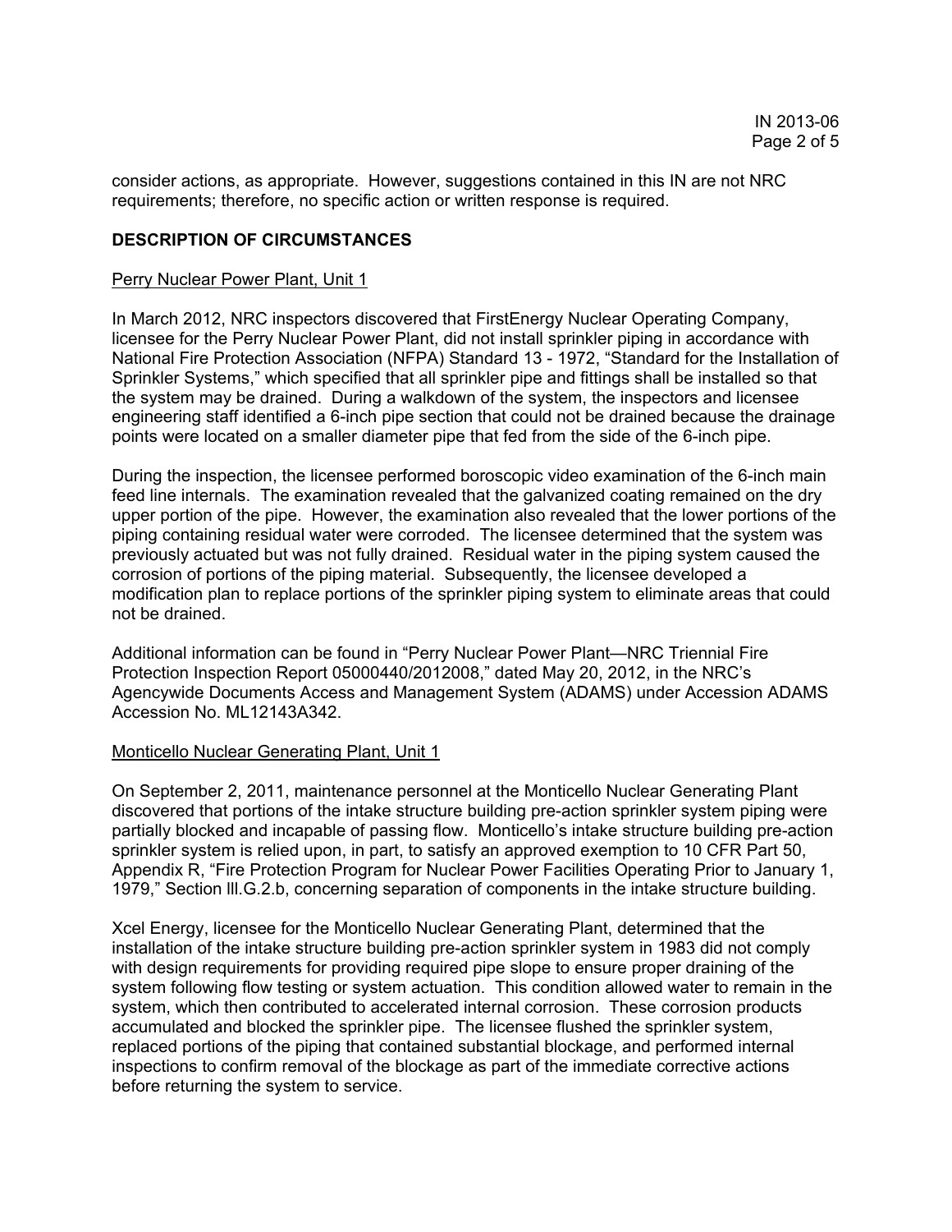consider actions, as appropriate. However, suggestions contained in this IN are not NRC requirements; therefore, no specific action or written response is required.

## DESCRIPTION OF CIRCUMSTANCES

### Perry Nuclear Power Plant, Unit 1

In March 2012, NRC inspectors discovered that FirstEnergy Nuclear Operating Company, licensee for the Perry Nuclear Power Plant, did not install sprinkler piping in accordance with National Fire Protection Association (NFPA) Standard 13 - 1972, "Standard for the Installation of Sprinkler Systems," which specified that all sprinkler pipe and fittings shall be installed so that the system may be drained. During a walkdown of the system, the inspectors and licensee engineering staff identified a 6-inch pipe section that could not be drained because the drainage points were located on a smaller diameter pipe that fed from the side of the 6-inch pipe.

During the inspection, the licensee performed boroscopic video examination of the 6-inch main feed line internals. The examination revealed that the galvanized coating remained on the dry upper portion of the pipe. However, the examination also revealed that the lower portions of the piping containing residual water were corroded. The licensee determined that the system was previously actuated but was not fully drained. Residual water in the piping system caused the corrosion of portions of the piping material. Subsequently, the licensee developed a modification plan to replace portions of the sprinkler piping system to eliminate areas that could not be drained.

Additional information can be found in "Perry Nuclear Power Plant—NRC Triennial Fire Protection Inspection Report 05000440/2012008," dated May 20, 2012, in the NRC's Agencywide Documents Access and Management System (ADAMS) under Accession ADAMS Accession No. ML12143A342.

### Monticello Nuclear Generating Plant, Unit 1

On September 2, 2011, maintenance personnel at the Monticello Nuclear Generating Plant discovered that portions of the intake structure building pre-action sprinkler system piping were partially blocked and incapable of passing flow. Monticello's intake structure building pre-action sprinkler system is relied upon, in part, to satisfy an approved exemption to 10 CFR Part 50, Appendix R, "Fire Protection Program for Nuclear Power Facilities Operating Prior to January 1, 1979," Section III.G.2.b, concerning separation of components in the intake structure building.

Xcel Energy, licensee for the Monticello Nuclear Generating Plant, determined that the installation of the intake structure building pre-action sprinkler system in 1983 did not comply with design requirements for providing required pipe slope to ensure proper draining of the system following flow testing or system actuation. This condition allowed water to remain in the system, which then contributed to accelerated internal corrosion. These corrosion products accumulated and blocked the sprinkler pipe. The licensee flushed the sprinkler system, replaced portions of the piping that contained substantial blockage, and performed internal inspections to confirm removal of the blockage as part of the immediate corrective actions before returning the system to service.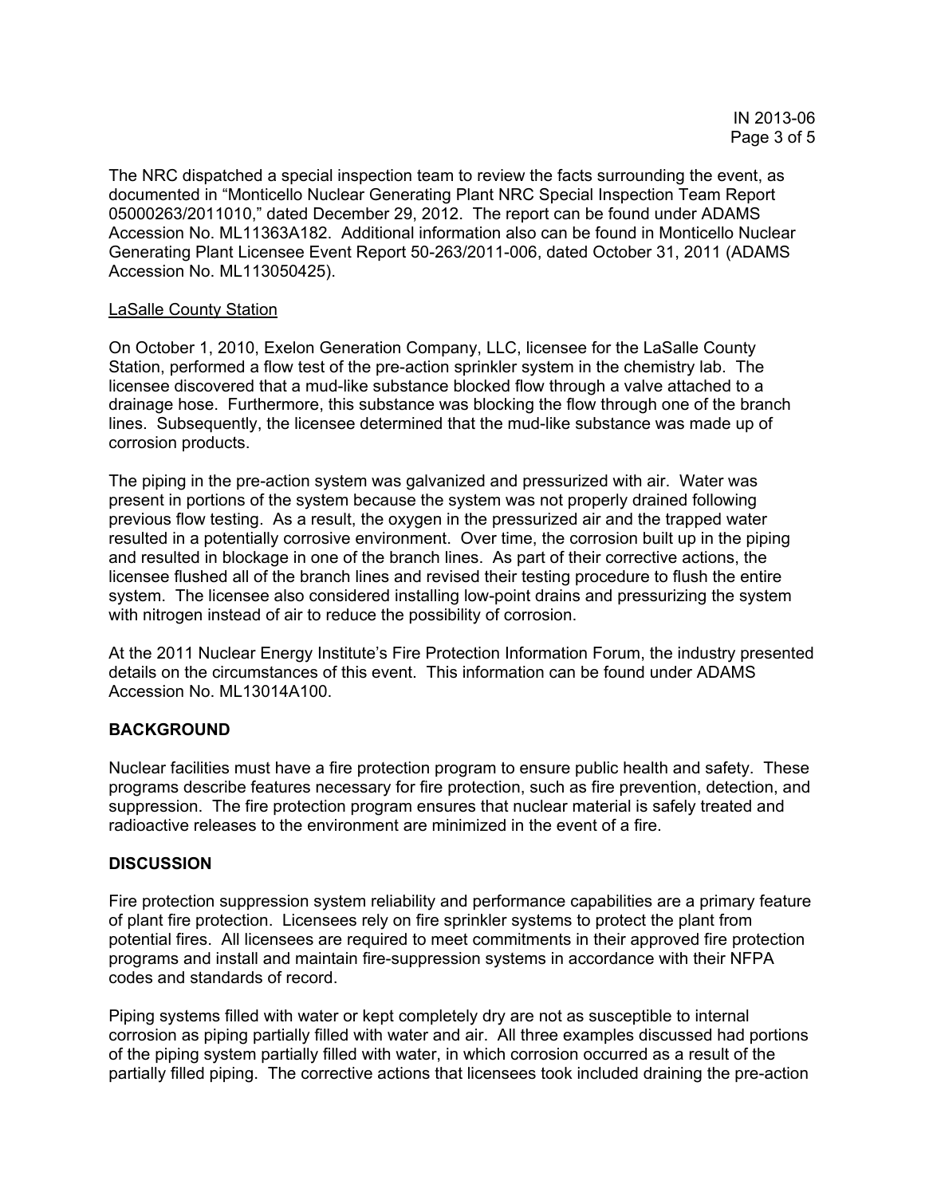The NRC dispatched a special inspection team to review the facts surrounding the event, as documented in "Monticello Nuclear Generating Plant NRC Special Inspection Team Report 05000263/2011010," dated December 29, 2012. The report can be found under ADAMS Accession No. ML11363A182. Additional information also can be found in Monticello Nuclear Generating Plant Licensee Event Report 50-263/2011-006, dated October 31, 2011 (ADAMS Accession No. ML113050425).

<u>LaSalle County Station</u>

On October 1, 2010, Exelon Generation Company, LLC, licensee for the LaSalle County Station, performed a flow test of the pre-action sprinkler system in the chemistry lab. The licensee discovered that a mud-like substance blocked flow through a valve attached to a drainage hose. Furthermore, this substance was blocking the flow through one of the branch lines. Subsequently, the licensee determined that the mud-like substance was made up of corrosion products.

The piping in the pre-action system was galvanized and pressurized with air. Water was present in portions of the system because the system was not properly drained following previous flow testing. As a result, the oxygen in the pressurized air and the trapped water resulted in a potentially corrosive environment. Over time, the corrosion built up in the piping and resulted in blockage in one of the branch lines. As part of their corrective actions, the licensee flushed all of the branch lines and revised their testing procedure to flush the entire system. The licensee also considered installing low-point drains and pressurizing the system with nitrogen instead of air to reduce the possibility of corrosion.

At the 2011 Nuclear Energy Institute's Fire Protection Information Forum, the industry presented details on the circumstances of this event. This information can be found under ADAMS Accession No. ML13014A100.

## BACKGROUND

Nuclear facilities must have a fire protection program to ensure public health and safety. These programs describe features necessary for fire protection, such as fire prevention, detection, and suppression. The fire protection program ensures that nuclear material is safely treated and radioactive releases to the environment are minimized in the event of a fire.

## DISCUSSION

Fire protection suppression system reliability and performance capabilities are a primary feature of plant fire protection. Licensees rely on fire sprinkler systems to protect the plant from potential fires. All licensees are required to meet commitments in their approved fire protection programs and install and maintain fire-suppression systems in accordance with their NFPA codes and standards of record.

Piping systems filled with water or kept completely dry are not as susceptible to internal corrosion as piping partially filled with water and air. All three examples discussed had portions of the piping system partially filled with water, in which corrosion occurred as a result of the partially filled piping. The corrective actions that licensees took included draining the pre-action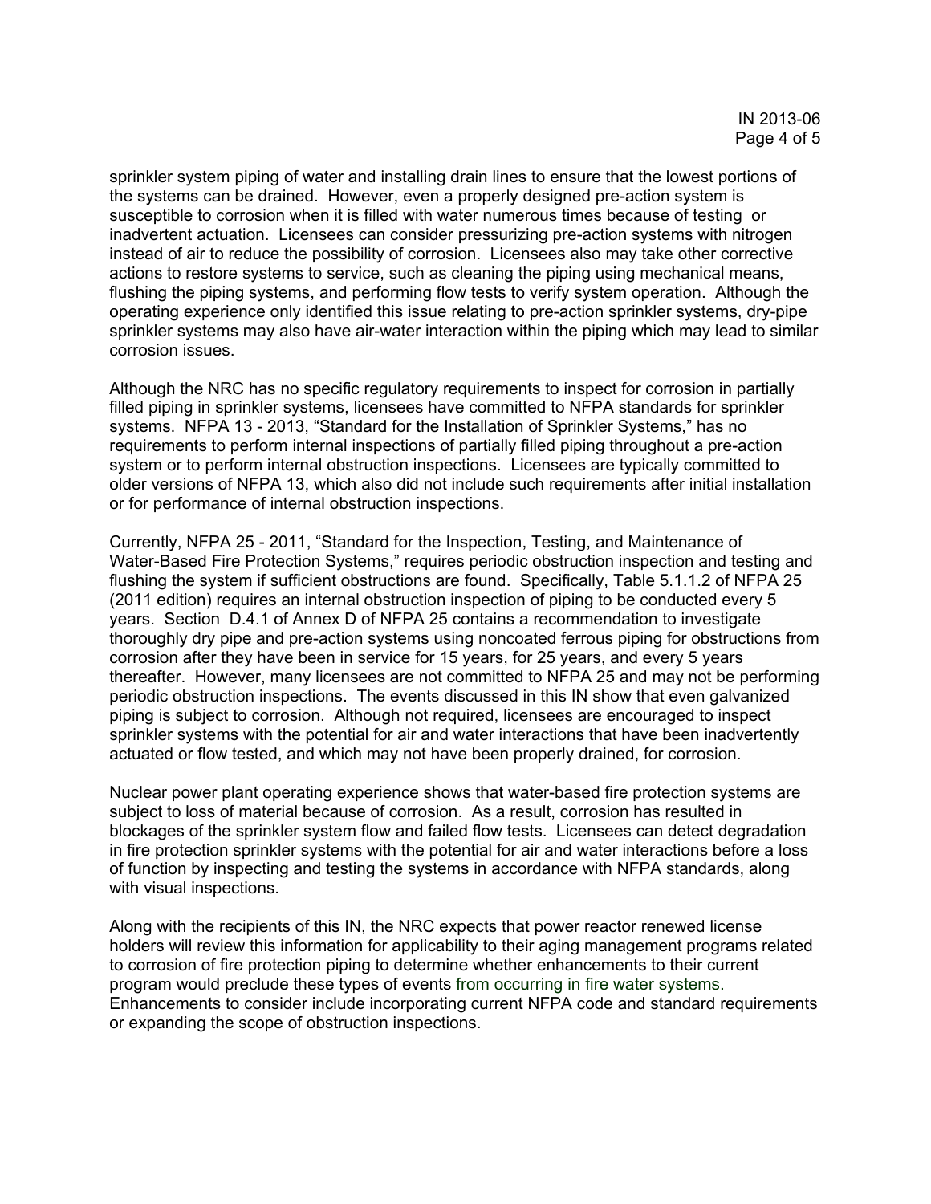sprinkler system piping of water and installing drain lines to ensure that the lowest portions of the systems can be drained. However, even a properly designed pre-action system is susceptible to corrosion when it is filled with water numerous times because of testing or inadvertent actuation. Licensees can consider pressurizing pre-action systems with nitrogen instead of air to reduce the possibility of corrosion. Licensees also may take other corrective actions to restore systems to service, such as cleaning the piping using mechanical means, flushing the piping systems, and performing flow tests to verify system operation. Although the operating experience only identified this issue relating to pre-action sprinkler systems, dry-pipe sprinkler systems may also have air-water interaction within the piping which may lead to similar corrosion issues.

Although the NRC has no specific regulatory requirements to inspect for corrosion in partially filled piping in sprinkler systems, licensees have committed to NFPA standards for sprinkler systems. NFPA 13 - 2013, "Standard for the Installation of Sprinkler Systems," has no requirements to perform internal inspections of partially filled piping throughout a pre-action system or to perform internal obstruction inspections. Licensees are typically committed to older versions of NFPA 13, which also did not include such requirements after initial installation or for performance of internal obstruction inspections.

Currently, NFPA 25 - 2011, "Standard for the Inspection, Testing, and Maintenance of Water-Based Fire Protection Systems," requires periodic obstruction inspection and testing and flushing the system if sufficient obstructions are found. Specifically, Table 5.1.1.2 of NFPA 25 (2011 edition) requires an internal obstruction inspection of piping to be conducted every 5 years. Section D.4.1 of Annex D of NFPA 25 contains a recommendation to investigate thoroughly dry pipe and pre-action systems using noncoated ferrous piping for obstructions from corrosion after they have been in service for 15 years, for 25 years, and every 5 years thereafter. However, many licensees are not committed to NFPA 25 and may not be performing periodic obstruction inspections. The events discussed in this IN show that even galvanized piping is subject to corrosion. Although not required, licensees are encouraged to inspect sprinkler systems with the potential for air and water interactions that have been inadvertently actuated or flow tested, and which may not have been properly drained, for corrosion.

Nuclear power plant operating experience shows that water-based fire protection systems are subject to loss of material because of corrosion. As a result, corrosion has resulted in blockages of the sprinkler system flow and failed flow tests. Licensees can detect degradation in fire protection sprinkler systems with the potential for air and water interactions before a loss of function by inspecting and testing the systems in accordance with NFPA standards, along with visual inspections.

Along with the recipients of this IN, the NRC expects that power reactor renewed license holders will review this information for applicability to their aging management programs related to corrosion of fire protection piping to determine whether enhancements to their current program would preclude these types of events from occurring in fire water systems. Enhancements to consider include incorporating current NFPA code and standard requirements or expanding the scope of obstruction inspections.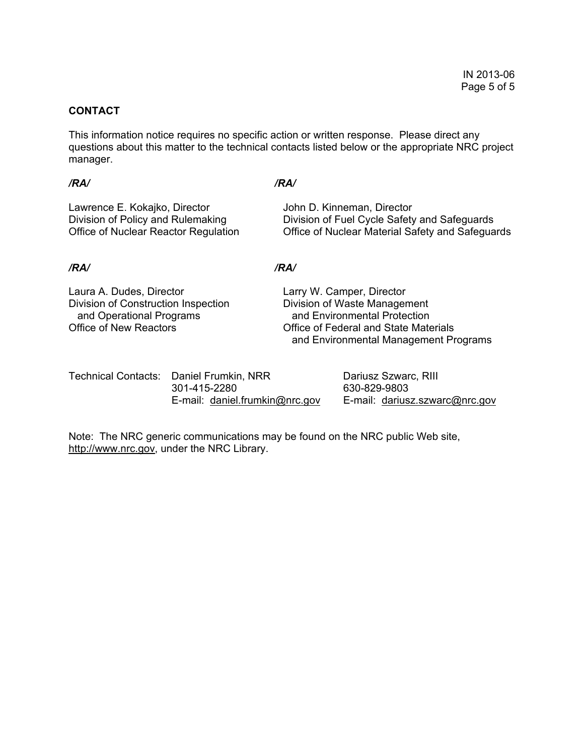## CONTACT

This information notice requires no specific action or written response. Please direct any questions about this matter to the technical contacts listed below or the appropriate NRC project manager.

*/RA/*

Lawrence E. Kokajko, Director
Division of Policy and Rulemaking
Office of Nuclear Reactor Regulation

*/RA/*

John D. Kinneman, Director
Division of Fuel Cycle Safety and Safeguards
Office of Nuclear Material Safety and Safeguards

*/RA/*

Laura A. Dudes, Director
Division of Construction Inspection
and Operational Programs
Office of New Reactors

*/RA/*

Larry W. Camper, Director
Division of Waste Management
and Environmental Protection
Office of Federal and State Materials
and Environmental Management Programs

Technical Contacts:

Daniel Frumkin, NRR
301-415-2280
E-mail: daniel.frumkin@nrc.gov

Dariusz Szwarc, RIII
630-829-9803
E-mail: dariusz.szwarc@nrc.gov

Note: The NRC generic communications may be found on the NRC public Web site, http://www.nrc.gov, under the NRC Library.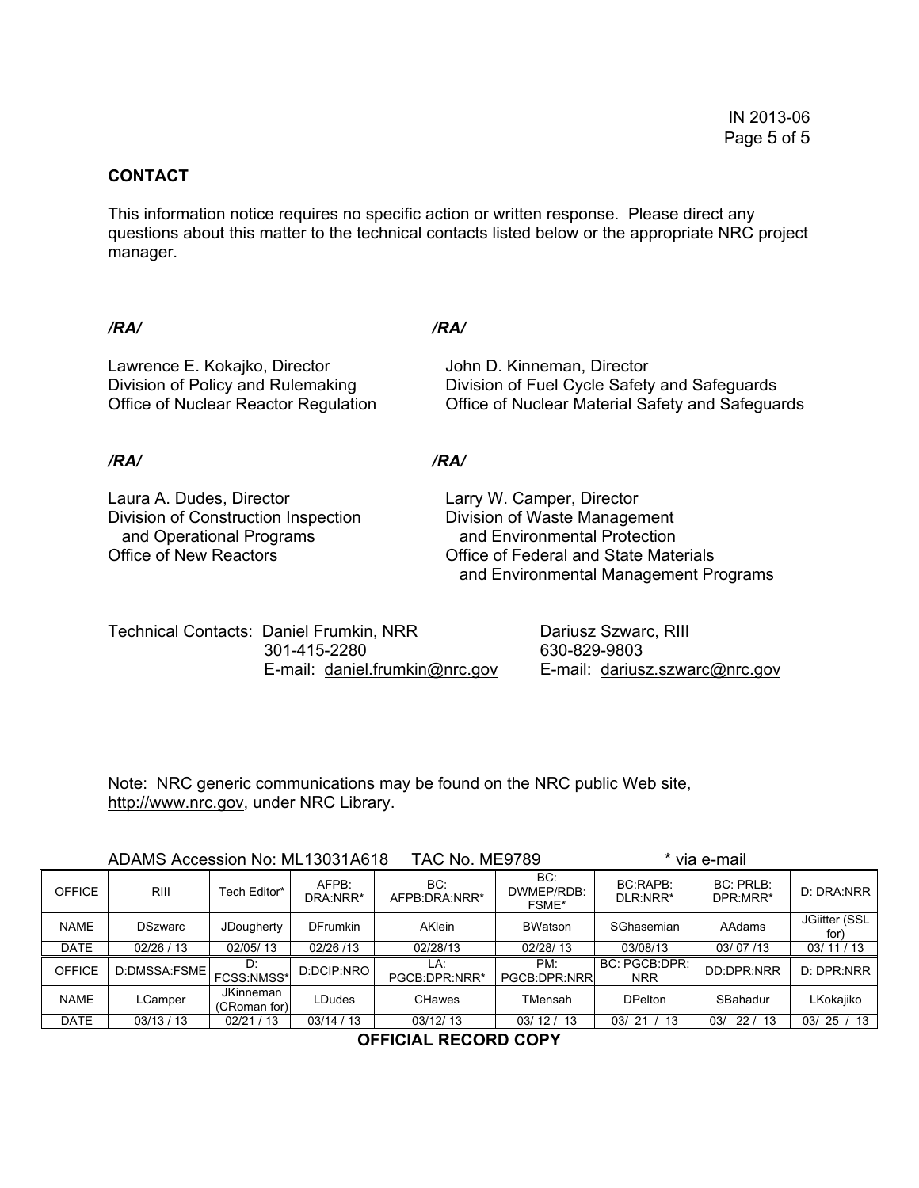## CONTACT

This information notice requires no specific action or written response. Please direct any questions about this matter to the technical contacts listed below or the appropriate NRC project manager.

*/RA/*

Lawrence E. Kokajko, Director
Division of Policy and Rulemaking
Office of Nuclear Reactor Regulation

*/RA/*

John D. Kinneman, Director
Division of Fuel Cycle Safety and Safeguards
Office of Nuclear Material Safety and Safeguards

*/RA/*

Laura A. Dudes, Director
Division of Construction Inspection
and Operational Programs
Office of New Reactors

*/RA/*

Larry W. Camper, Director
Division of Waste Management
and Environmental Protection
Office of Federal and State Materials
and Environmental Management Programs

Technical Contacts: Daniel Frumkin, NRR
301-415-2280
E-mail: daniel.frumkin@nrc.gov

Dariusz Szwarc, RIII
630-829-9803
E-mail: dariusz.szwarc@nrc.gov

Note: NRC generic communications may be found on the NRC public Web site, http://www.nrc.gov, under NRC Library.

ADAMS Accession No: ML13031A618 TAC No. ME9789 * via e-mail

| OFFICE | RIII | Tech Editor* | AFPB: DRA:NRR* | BC: AFPB:DRA:NRR* | BC: DWMEP/RDB: FSME* | BC:RAPB: DLR:NRR* | BC: PRLB: DPR:MRR* | D: DRA:NRR |
|---|---|---|---|---|---|---|---|---|
| NAME | DSzwarc | JDougherty | DFrumkin | AKlein | BWatson | SGhasemian | AAdams | JGiitter (SSL for) |
| DATE | 02/26 / 13 | 02/05/ 13 | 02/26 /13 | 02/28/13 | 02/28/ 13 | 03/08/13 | 03/ 07 /13 | 03/ 11 / 13 |
| OFFICE | D:DMSSA:FSME | D: FCSS:NMSS* | D:DCIP:NRO | LA: PGCB:DPR:NRR* | PM: PGCB:DPR:NRR | BC: PGCB:DPR: NRR | DD:DPR:NRR | D: DPR:NRR |
| NAME | LCamper | JKinneman (CRoman for) | LDudes | CHawes | TMensah | DPelton | SBahadur | LKokajiko |
| DATE | 03/13 / 13 | 02/21 / 13 | 03/14 / 13 | 03/12/ 13 | 03/ 12 / 13 | 03/ 21 / 13 | 03/ 22 / 13 | 03/ 25 / 13 |

**OFFICIAL RECORD COPY**